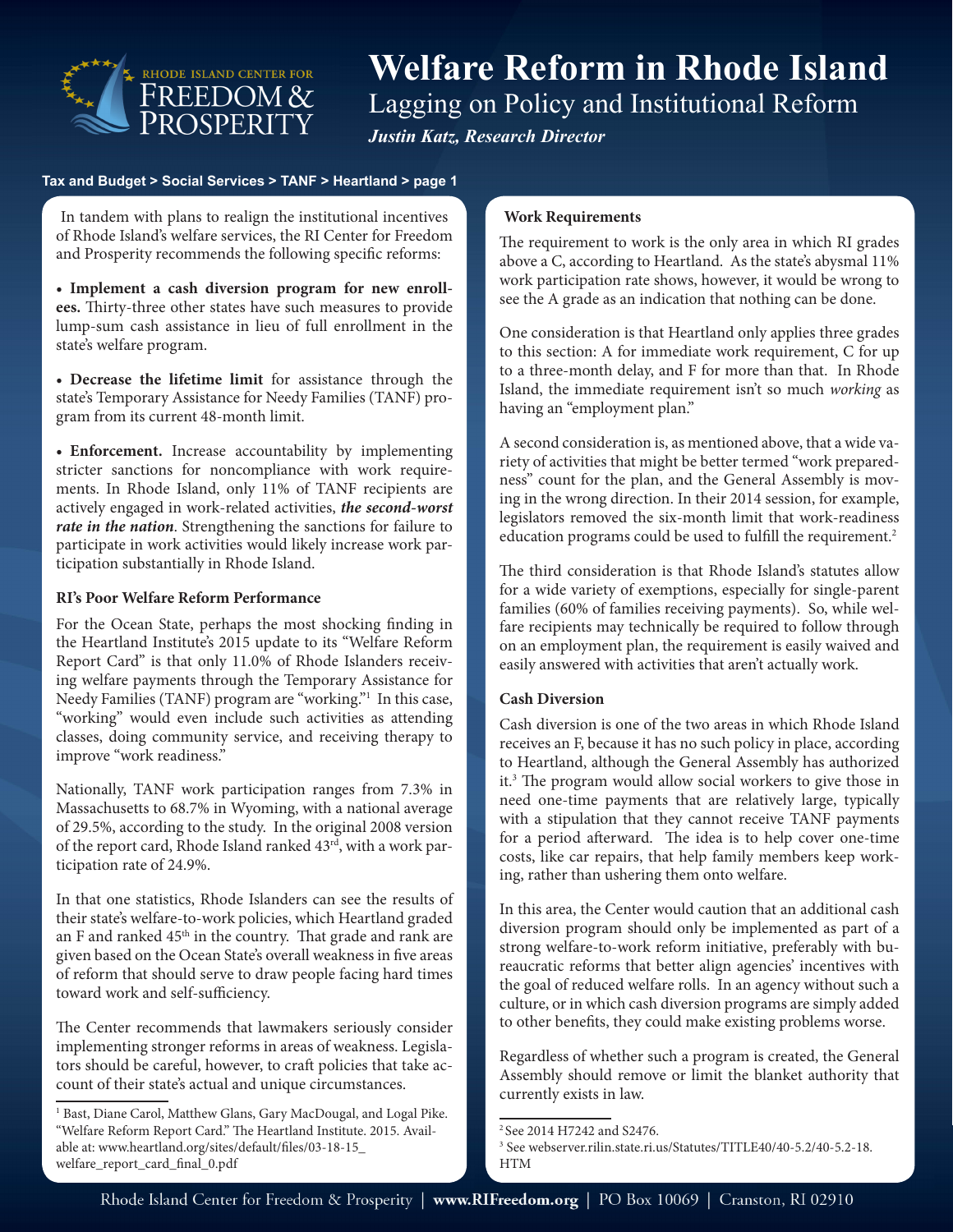# Welfare Reform in Rhode Island

## Lagging on Policy and Institutional Reform

***Justin Katz, Research Director***

**Tax and Budget > Social Services > TANF > Heartland > page 1**

In tandem with plans to realign the institutional incentives of Rhode Island's welfare services, the RI Center for Freedom and Prosperity recommends the following specific reforms:

- **Implement a cash diversion program for new enrollees.** Thirty-three other states have such measures to provide lump-sum cash assistance in lieu of full enrollment in the state's welfare program.

- **Decrease the lifetime limit** for assistance through the state's Temporary Assistance for Needy Families (TANF) program from its current 48-month limit.

- **Enforcement.** Increase accountability by implementing stricter sanctions for noncompliance with work requirements. In Rhode Island, only 11% of TANF recipients are actively engaged in work-related activities, ***the second-worst rate in the nation***. Strengthening the sanctions for failure to participate in work activities would likely increase work participation substantially in Rhode Island.

### RI's Poor Welfare Reform Performance

For the Ocean State, perhaps the most shocking finding in the Heartland Institute's 2015 update to its "Welfare Reform Report Card" is that only 11.0% of Rhode Islanders receiving welfare payments through the Temporary Assistance for Needy Families (TANF) program are "working."[1] In this case, "working" would even include such activities as attending classes, doing community service, and receiving therapy to improve "work readiness."

Nationally, TANF work participation ranges from 7.3% in Massachusetts to 68.7% in Wyoming, with a national average of 29.5%, according to the study. In the original 2008 version of the report card, Rhode Island ranked 43rd, with a work participation rate of 24.9%.

In that one statistics, Rhode Islanders can see the results of their state's welfare-to-work policies, which Heartland graded an F and ranked 45th in the country. That grade and rank are given based on the Ocean State's overall weakness in five areas of reform that should serve to draw people facing hard times toward work and self-sufficiency.

The Center recommends that lawmakers seriously consider implementing stronger reforms in areas of weakness. Legislators should be careful, however, to craft policies that take account of their state's actual and unique circumstances.

### Work Requirements

The requirement to work is the only area in which RI grades above a C, according to Heartland. As the state's abysmal 11% work participation rate shows, however, it would be wrong to see the A grade as an indication that nothing can be done.

One consideration is that Heartland only applies three grades to this section: A for immediate work requirement, C for up to a three-month delay, and F for more than that. In Rhode Island, the immediate requirement isn't so much *working* as having an "employment plan."

A second consideration is, as mentioned above, that a wide variety of activities that might be better termed "work preparedness" count for the plan, and the General Assembly is moving in the wrong direction. In their 2014 session, for example, legislators removed the six-month limit that work-readiness education programs could be used to fulfill the requirement.[2]

The third consideration is that Rhode Island's statutes allow for a wide variety of exemptions, especially for single-parent families (60% of families receiving payments). So, while welfare recipients may technically be required to follow through on an employment plan, the requirement is easily waived and easily answered with activities that aren't actually work.

### Cash Diversion

Cash diversion is one of the two areas in which Rhode Island receives an F, because it has no such policy in place, according to Heartland, although the General Assembly has authorized it.[3] The program would allow social workers to give those in need one-time payments that are relatively large, typically with a stipulation that they cannot receive TANF payments for a period afterward. The idea is to help cover one-time costs, like car repairs, that help family members keep working, rather than ushering them onto welfare.

In this area, the Center would caution that an additional cash diversion program should only be implemented as part of a strong welfare-to-work reform initiative, preferably with bureaucratic reforms that better align agencies' incentives with the goal of reduced welfare rolls. In an agency without such a culture, or in which cash diversion programs are simply added to other benefits, they could make existing problems worse.

Regardless of whether such a program is created, the General Assembly should remove or limit the blanket authority that currently exists in law.

---

[1] Bast, Diane Carol, Matthew Glans, Gary MacDougal, and Logal Pike. "Welfare Reform Report Card." The Heartland Institute. 2015. Available at: www.heartland.org/sites/default/files/03-18-15_welfare_report_card_final_0.pdf

[2] See 2014 H7242 and S2476.

[3] See webserver.rilin.state.ri.us/Statutes/TITLE40/40-5.2/40-5.2-18.HTM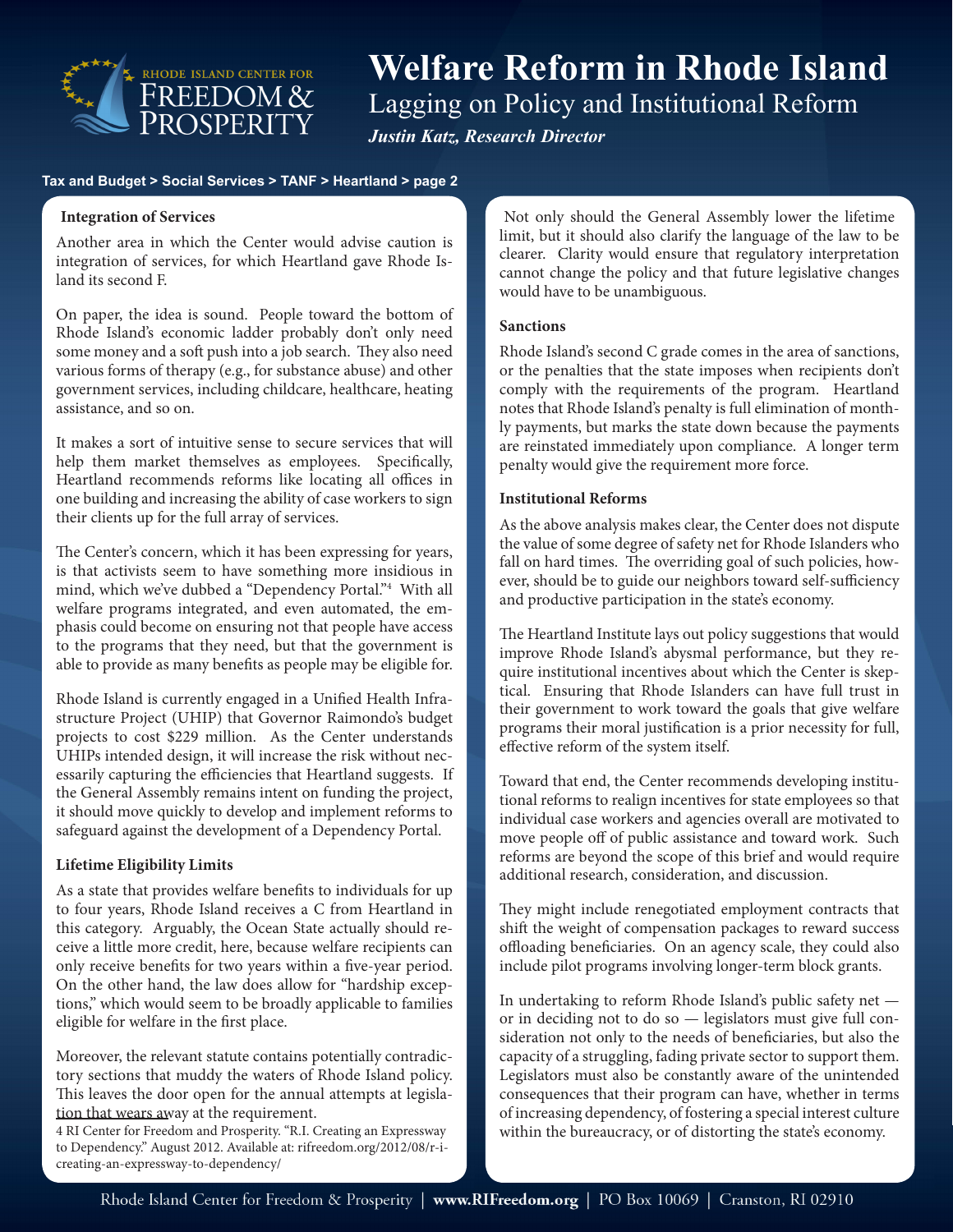# Welfare Reform in Rhode Island

Lagging on Policy and Institutional Reform

*Justin Katz, Research Director*

**Tax and Budget > Social Services > TANF > Heartland > page 2**

### Integration of Services

Another area in which the Center would advise caution is integration of services, for which Heartland gave Rhode Island its second F.

On paper, the idea is sound. People toward the bottom of Rhode Island's economic ladder probably don't only need some money and a soft push into a job search. They also need various forms of therapy (e.g., for substance abuse) and other government services, including childcare, healthcare, heating assistance, and so on.

It makes a sort of intuitive sense to secure services that will help them market themselves as employees. Specifically, Heartland recommends reforms like locating all offices in one building and increasing the ability of case workers to sign their clients up for the full array of services.

The Center's concern, which it has been expressing for years, is that activists seem to have something more insidious in mind, which we've dubbed a "Dependency Portal."[4] With all welfare programs integrated, and even automated, the emphasis could become on ensuring not that people have access to the programs that they need, but that the government is able to provide as many benefits as people may be eligible for.

Rhode Island is currently engaged in a Unified Health Infrastructure Project (UHIP) that Governor Raimondo's budget projects to cost $229 million. As the Center understands UHIPs intended design, it will increase the risk without necessarily capturing the efficiencies that Heartland suggests. If the General Assembly remains intent on funding the project, it should move quickly to develop and implement reforms to safeguard against the development of a Dependency Portal.

### Lifetime Eligibility Limits

As a state that provides welfare benefits to individuals for up to four years, Rhode Island receives a C from Heartland in this category. Arguably, the Ocean State actually should receive a little more credit, here, because welfare recipients can only receive benefits for two years within a five-year period. On the other hand, the law does allow for "hardship exceptions," which would seem to be broadly applicable to families eligible for welfare in the first place.

Moreover, the relevant statute contains potentially contradictory sections that muddy the waters of Rhode Island policy. This leaves the door open for the annual attempts at legislation that wears away at the requirement.

Not only should the General Assembly lower the lifetime limit, but it should also clarify the language of the law to be clearer. Clarity would ensure that regulatory interpretation cannot change the policy and that future legislative changes would have to be unambiguous.

### Sanctions

Rhode Island's second C grade comes in the area of sanctions, or the penalties that the state imposes when recipients don't comply with the requirements of the program. Heartland notes that Rhode Island's penalty is full elimination of monthly payments, but marks the state down because the payments are reinstated immediately upon compliance. A longer term penalty would give the requirement more force.

### Institutional Reforms

As the above analysis makes clear, the Center does not dispute the value of some degree of safety net for Rhode Islanders who fall on hard times. The overriding goal of such policies, however, should be to guide our neighbors toward self-sufficiency and productive participation in the state's economy.

The Heartland Institute lays out policy suggestions that would improve Rhode Island's abysmal performance, but they require institutional incentives about which the Center is skeptical. Ensuring that Rhode Islanders can have full trust in their government to work toward the goals that give welfare programs their moral justification is a prior necessity for full, effective reform of the system itself.

Toward that end, the Center recommends developing institutional reforms to realign incentives for state employees so that individual case workers and agencies overall are motivated to move people off of public assistance and toward work. Such reforms are beyond the scope of this brief and would require additional research, consideration, and discussion.

They might include renegotiated employment contracts that shift the weight of compensation packages to reward success offloading beneficiaries. On an agency scale, they could also include pilot programs involving longer-term block grants.

In undertaking to reform Rhode Island's public safety net — or in deciding not to do so — legislators must give full consideration not only to the needs of beneficiaries, but also the capacity of a struggling, fading private sector to support them. Legislators must also be constantly aware of the unintended consequences that their program can have, whether in terms of increasing dependency, of fostering a special interest culture within the bureaucracy, or of distorting the state's economy.

---

4 RI Center for Freedom and Prosperity. "R.I. Creating an Expressway to Dependency." August 2012. Available at: rifreedom.org/2012/08/r-i-creating-an-expressway-to-dependency/

Rhode Island Center for Freedom & Prosperity | **www.RIFreedom.org** | PO Box 10069 | Cranston, RI 02910